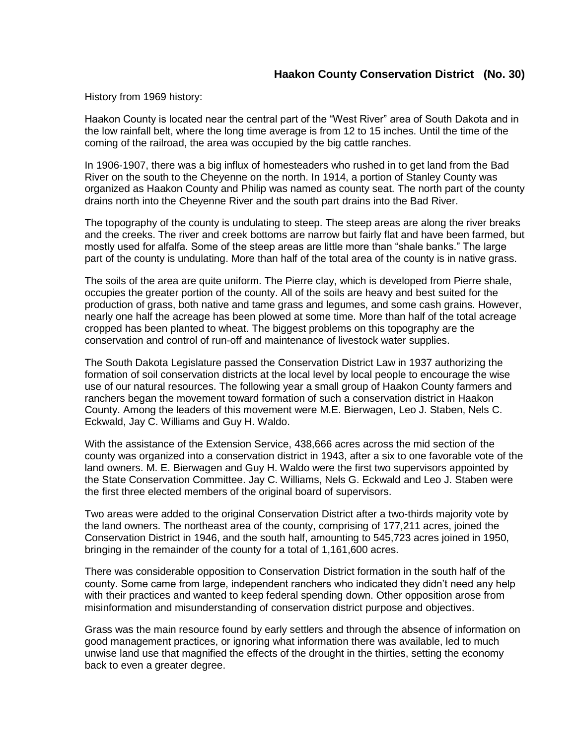# Haakon County Conservation District (No. 30)

History from 1969 history:

Haakon County is located near the central part of the “West River” area of South Dakota and in the low rainfall belt, where the long time average is from 12 to 15 inches. Until the time of the coming of the railroad, the area was occupied by the big cattle ranches.

In 1906-1907, there was a big influx of homesteaders who rushed in to get land from the Bad River on the south to the Cheyenne on the north. In 1914, a portion of Stanley County was organized as Haakon County and Philip was named as county seat. The north part of the county drains north into the Cheyenne River and the south part drains into the Bad River.

The topography of the county is undulating to steep. The steep areas are along the river breaks and the creeks. The river and creek bottoms are narrow but fairly flat and have been farmed, but mostly used for alfalfa. Some of the steep areas are little more than “shale banks.” The large part of the county is undulating. More than half of the total area of the county is in native grass.

The soils of the area are quite uniform. The Pierre clay, which is developed from Pierre shale, occupies the greater portion of the county. All of the soils are heavy and best suited for the production of grass, both native and tame grass and legumes, and some cash grains. However, nearly one half the acreage has been plowed at some time. More than half of the total acreage cropped has been planted to wheat. The biggest problems on this topography are the conservation and control of run-off and maintenance of livestock water supplies.

The South Dakota Legislature passed the Conservation District Law in 1937 authorizing the formation of soil conservation districts at the local level by local people to encourage the wise use of our natural resources. The following year a small group of Haakon County farmers and ranchers began the movement toward formation of such a conservation district in Haakon County. Among the leaders of this movement were M.E. Bierwagen, Leo J. Staben, Nels C. Eckwald, Jay C. Williams and Guy H. Waldo.

With the assistance of the Extension Service, 438,666 acres across the mid section of the county was organized into a conservation district in 1943, after a six to one favorable vote of the land owners. M. E. Bierwagen and Guy H. Waldo were the first two supervisors appointed by the State Conservation Committee. Jay C. Williams, Nels G. Eckwald and Leo J. Staben were the first three elected members of the original board of supervisors.

Two areas were added to the original Conservation District after a two-thirds majority vote by the land owners. The northeast area of the county, comprising of 177,211 acres, joined the Conservation District in 1946, and the south half, amounting to 545,723 acres joined in 1950, bringing in the remainder of the county for a total of 1,161,600 acres.

There was considerable opposition to Conservation District formation in the south half of the county. Some came from large, independent ranchers who indicated they didn’t need any help with their practices and wanted to keep federal spending down. Other opposition arose from misinformation and misunderstanding of conservation district purpose and objectives.

Grass was the main resource found by early settlers and through the absence of information on good management practices, or ignoring what information there was available, led to much unwise land use that magnified the effects of the drought in the thirties, setting the economy back to even a greater degree.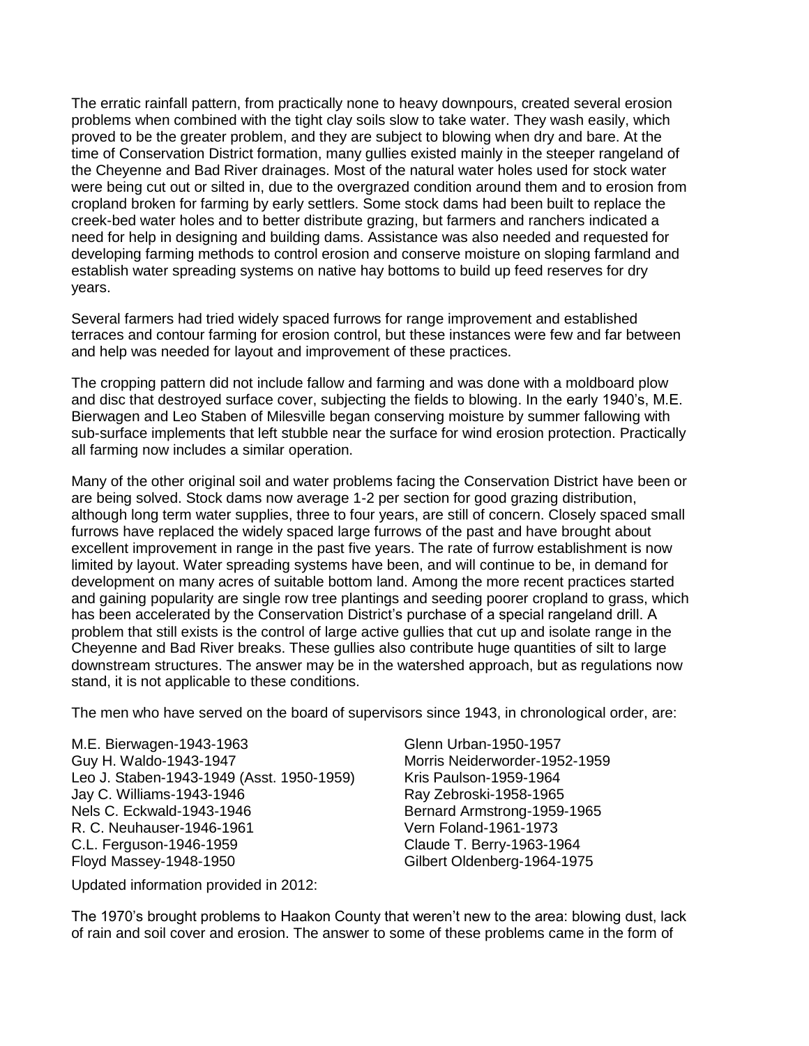The erratic rainfall pattern, from practically none to heavy downpours, created several erosion problems when combined with the tight clay soils slow to take water. They wash easily, which proved to be the greater problem, and they are subject to blowing when dry and bare. At the time of Conservation District formation, many gullies existed mainly in the steeper rangeland of the Cheyenne and Bad River drainages. Most of the natural water holes used for stock water were being cut out or silted in, due to the overgrazed condition around them and to erosion from cropland broken for farming by early settlers. Some stock dams had been built to replace the creek-bed water holes and to better distribute grazing, but farmers and ranchers indicated a need for help in designing and building dams. Assistance was also needed and requested for developing farming methods to control erosion and conserve moisture on sloping farmland and establish water spreading systems on native hay bottoms to build up feed reserves for dry years.

Several farmers had tried widely spaced furrows for range improvement and established terraces and contour farming for erosion control, but these instances were few and far between and help was needed for layout and improvement of these practices.

The cropping pattern did not include fallow and farming and was done with a moldboard plow and disc that destroyed surface cover, subjecting the fields to blowing. In the early 1940's, M.E. Bierwagen and Leo Staben of Milesville began conserving moisture by summer fallowing with sub-surface implements that left stubble near the surface for wind erosion protection. Practically all farming now includes a similar operation.

Many of the other original soil and water problems facing the Conservation District have been or are being solved. Stock dams now average 1-2 per section for good grazing distribution, although long term water supplies, three to four years, are still of concern. Closely spaced small furrows have replaced the widely spaced large furrows of the past and have brought about excellent improvement in range in the past five years. The rate of furrow establishment is now limited by layout. Water spreading systems have been, and will continue to be, in demand for development on many acres of suitable bottom land. Among the more recent practices started and gaining popularity are single row tree plantings and seeding poorer cropland to grass, which has been accelerated by the Conservation District's purchase of a special rangeland drill. A problem that still exists is the control of large active gullies that cut up and isolate range in the Cheyenne and Bad River breaks. These gullies also contribute huge quantities of silt to large downstream structures. The answer may be in the watershed approach, but as regulations now stand, it is not applicable to these conditions.

The men who have served on the board of supervisors since 1943, in chronological order, are:

- M.E. Bierwagen-1943-1963
- Guy H. Waldo-1943-1947
- Leo J. Staben-1943-1949 (Asst. 1950-1959)
- Jay C. Williams-1943-1946
- Nels C. Eckwald-1943-1946
- R. C. Neuhauser-1946-1961
- C.L. Ferguson-1946-1959
- Floyd Massey-1948-1950
- Glenn Urban-1950-1957
- Morris Neiderworder-1952-1959
- Kris Paulson-1959-1964
- Ray Zebroski-1958-1965
- Bernard Armstrong-1959-1965
- Vern Foland-1961-1973
- Claude T. Berry-1963-1964
- Gilbert Oldenberg-1964-1975

Updated information provided in 2012:

The 1970's brought problems to Haakon County that weren't new to the area: blowing dust, lack of rain and soil cover and erosion. The answer to some of these problems came in the form of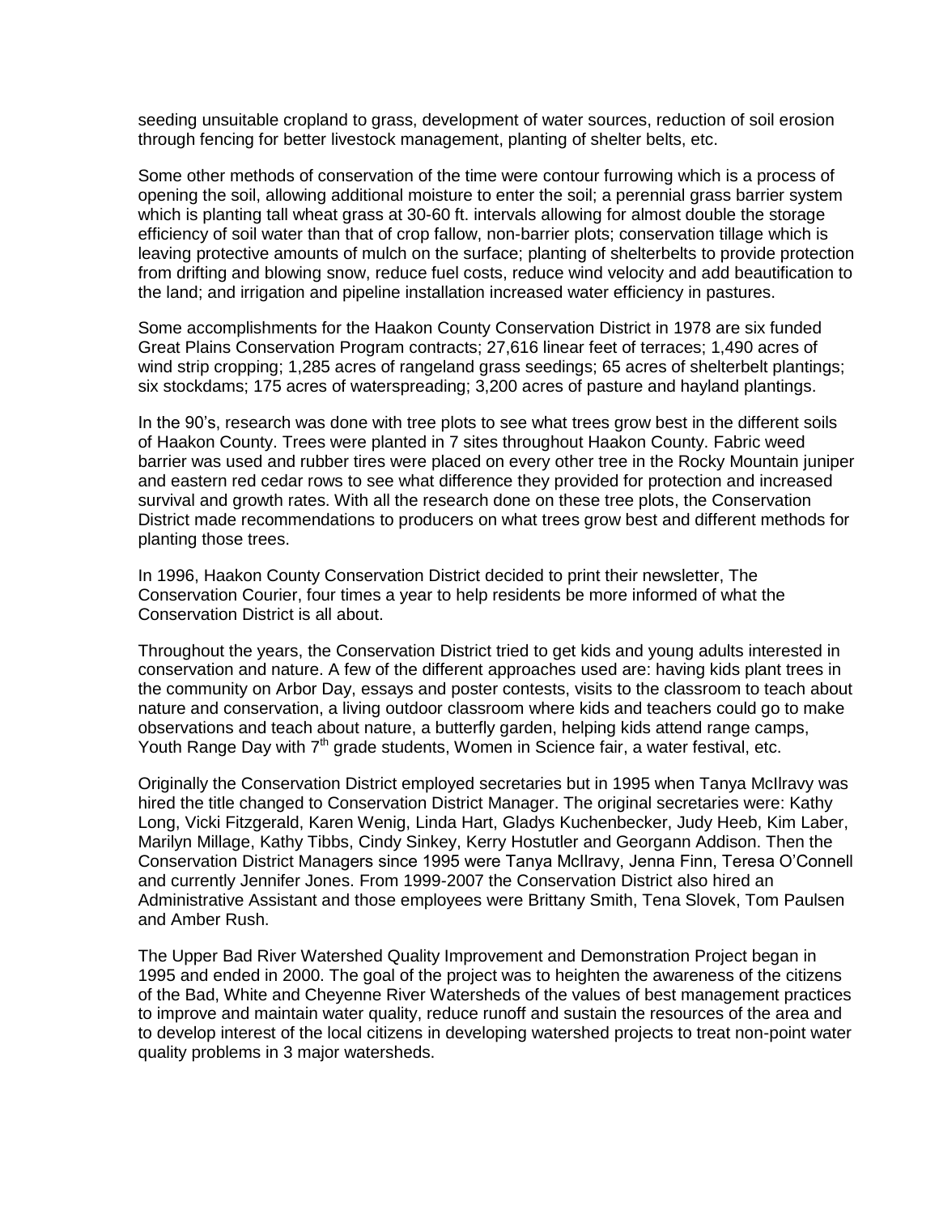seeding unsuitable cropland to grass, development of water sources, reduction of soil erosion through fencing for better livestock management, planting of shelter belts, etc.

Some other methods of conservation of the time were contour furrowing which is a process of opening the soil, allowing additional moisture to enter the soil; a perennial grass barrier system which is planting tall wheat grass at 30-60 ft. intervals allowing for almost double the storage efficiency of soil water than that of crop fallow, non-barrier plots; conservation tillage which is leaving protective amounts of mulch on the surface; planting of shelterbelts to provide protection from drifting and blowing snow, reduce fuel costs, reduce wind velocity and add beautification to the land; and irrigation and pipeline installation increased water efficiency in pastures.

Some accomplishments for the Haakon County Conservation District in 1978 are six funded Great Plains Conservation Program contracts; 27,616 linear feet of terraces; 1,490 acres of wind strip cropping; 1,285 acres of rangeland grass seedings; 65 acres of shelterbelt plantings; six stockdams; 175 acres of waterspreading; 3,200 acres of pasture and hayland plantings.

In the 90's, research was done with tree plots to see what trees grow best in the different soils of Haakon County. Trees were planted in 7 sites throughout Haakon County. Fabric weed barrier was used and rubber tires were placed on every other tree in the Rocky Mountain juniper and eastern red cedar rows to see what difference they provided for protection and increased survival and growth rates. With all the research done on these tree plots, the Conservation District made recommendations to producers on what trees grow best and different methods for planting those trees.

In 1996, Haakon County Conservation District decided to print their newsletter, The Conservation Courier, four times a year to help residents be more informed of what the Conservation District is all about.

Throughout the years, the Conservation District tried to get kids and young adults interested in conservation and nature. A few of the different approaches used are: having kids plant trees in the community on Arbor Day, essays and poster contests, visits to the classroom to teach about nature and conservation, a living outdoor classroom where kids and teachers could go to make observations and teach about nature, a butterfly garden, helping kids attend range camps, Youth Range Day with 7th grade students, Women in Science fair, a water festival, etc.

Originally the Conservation District employed secretaries but in 1995 when Tanya McIlravy was hired the title changed to Conservation District Manager. The original secretaries were: Kathy Long, Vicki Fitzgerald, Karen Wenig, Linda Hart, Gladys Kuchenbecker, Judy Heeb, Kim Laber, Marilyn Millage, Kathy Tibbs, Cindy Sinkey, Kerry Hostutler and Georgann Addison. Then the Conservation District Managers since 1995 were Tanya McIlravy, Jenna Finn, Teresa O'Connell and currently Jennifer Jones. From 1999-2007 the Conservation District also hired an Administrative Assistant and those employees were Brittany Smith, Tena Slovek, Tom Paulsen and Amber Rush.

The Upper Bad River Watershed Quality Improvement and Demonstration Project began in 1995 and ended in 2000. The goal of the project was to heighten the awareness of the citizens of the Bad, White and Cheyenne River Watersheds of the values of best management practices to improve and maintain water quality, reduce runoff and sustain the resources of the area and to develop interest of the local citizens in developing watershed projects to treat non-point water quality problems in 3 major watersheds.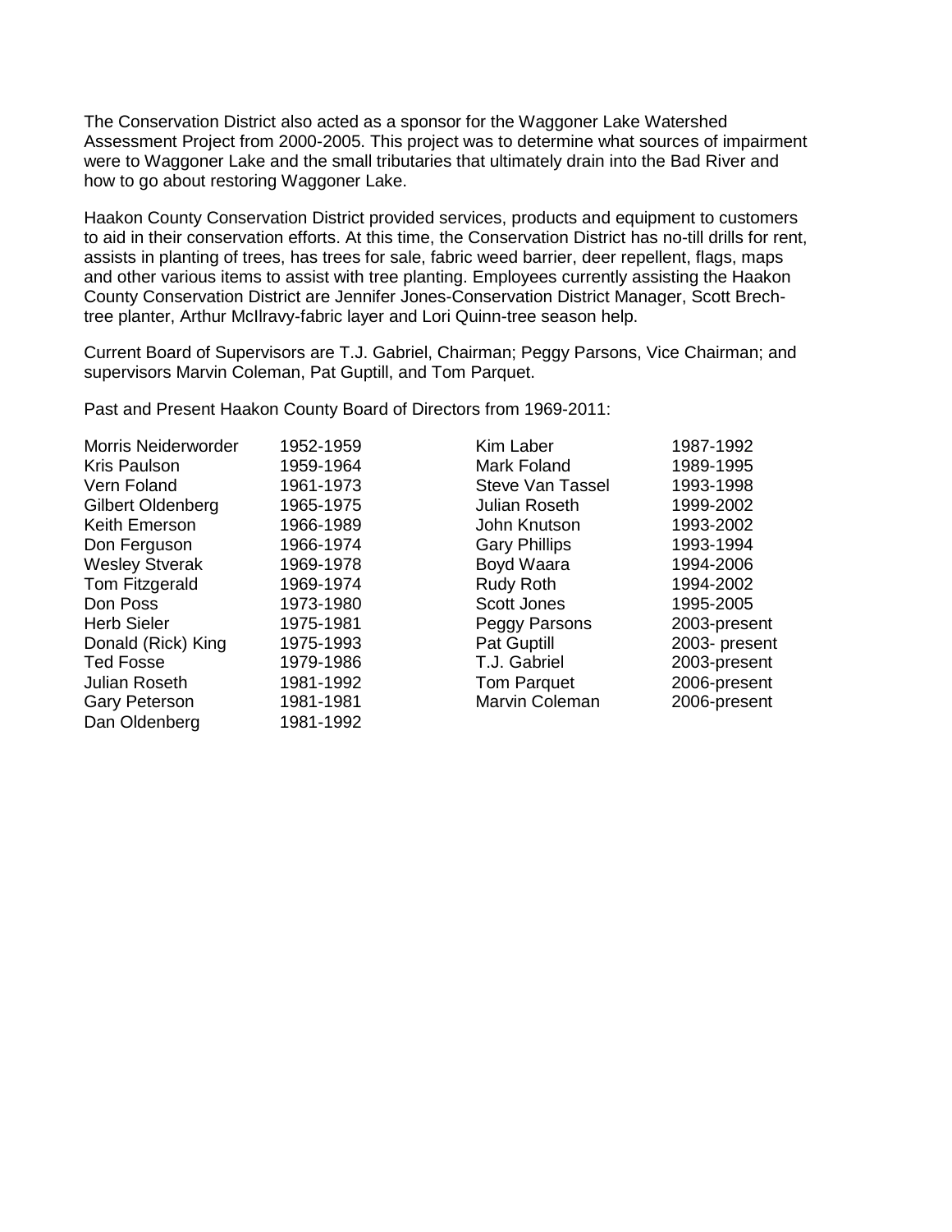The Conservation District also acted as a sponsor for the Waggoner Lake Watershed Assessment Project from 2000-2005. This project was to determine what sources of impairment were to Waggoner Lake and the small tributaries that ultimately drain into the Bad River and how to go about restoring Waggoner Lake.

Haakon County Conservation District provided services, products and equipment to customers to aid in their conservation efforts. At this time, the Conservation District has no-till drills for rent, assists in planting of trees, has trees for sale, fabric weed barrier, deer repellent, flags, maps and other various items to assist with tree planting. Employees currently assisting the Haakon County Conservation District are Jennifer Jones-Conservation District Manager, Scott Brech-tree planter, Arthur McIlravy-fabric layer and Lori Quinn-tree season help.

Current Board of Supervisors are T.J. Gabriel, Chairman; Peggy Parsons, Vice Chairman; and supervisors Marvin Coleman, Pat Guptill, and Tom Parquet.

Past and Present Haakon County Board of Directors from 1969-2011:

| | | | |
|---|---|---|---|
| Morris Neiderworder | 1952-1959 | Kim Laber | 1987-1992 |
| Kris Paulson | 1959-1964 | Mark Foland | 1989-1995 |
| Vern Foland | 1961-1973 | Steve Van Tassel | 1993-1998 |
| Gilbert Oldenberg | 1965-1975 | Julian Roseth | 1999-2002 |
| Keith Emerson | 1966-1989 | John Knutson | 1993-2002 |
| Don Ferguson | 1966-1974 | Gary Phillips | 1993-1994 |
| Wesley Stverak | 1969-1978 | Boyd Waara | 1994-2006 |
| Tom Fitzgerald | 1969-1974 | Rudy Roth | 1994-2002 |
| Don Poss | 1973-1980 | Scott Jones | 1995-2005 |
| Herb Sieler | 1975-1981 | Peggy Parsons | 2003-present |
| Donald (Rick) King | 1975-1993 | Pat Guptill | 2003- present |
| Ted Fosse | 1979-1986 | T.J. Gabriel | 2003-present |
| Julian Roseth | 1981-1992 | Tom Parquet | 2006-present |
| Gary Peterson | 1981-1981 | Marvin Coleman | 2006-present |
| Dan Oldenberg | 1981-1992 | | |